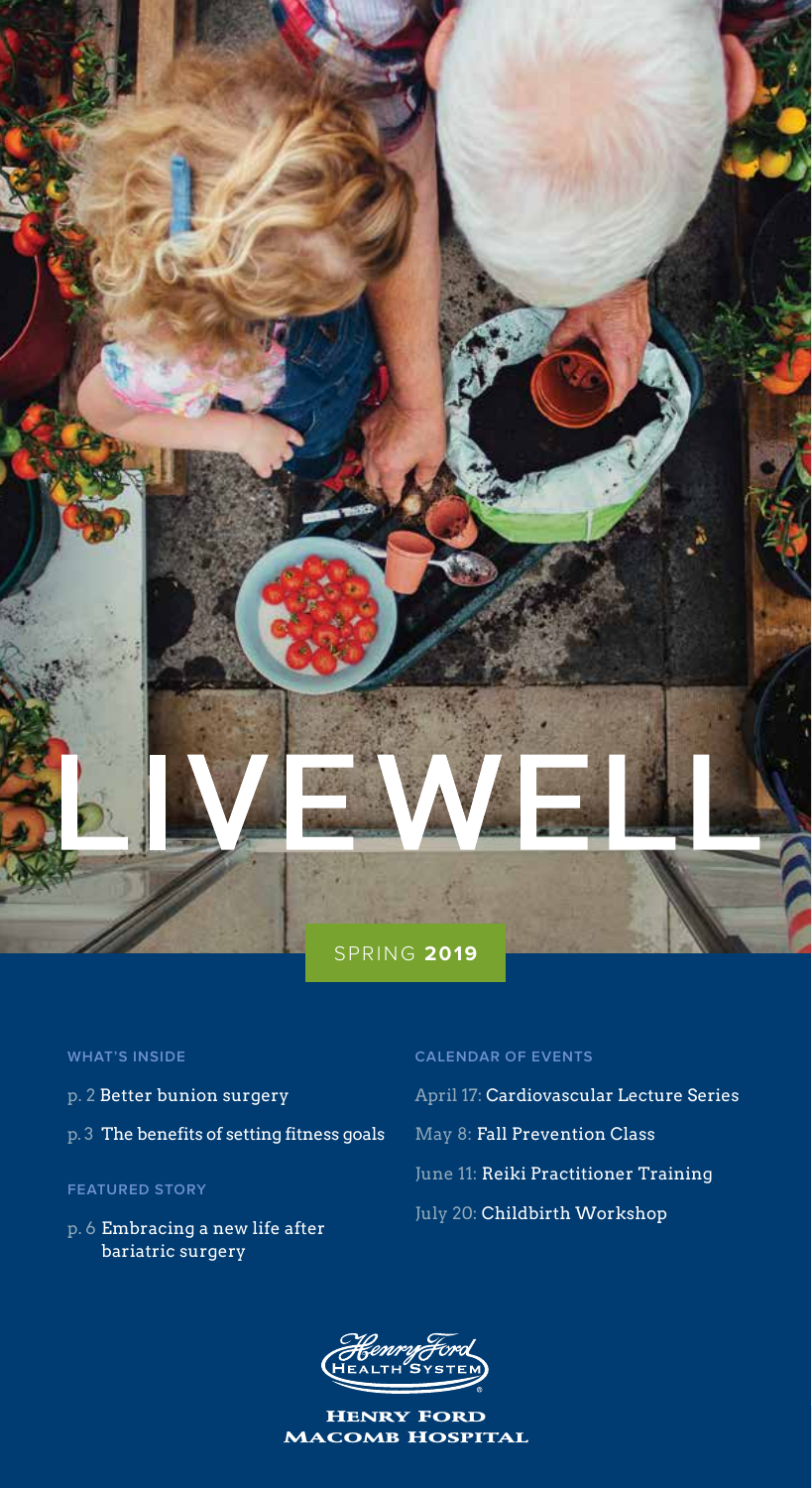# LIVEWELL

SPRING **2019**

**WHAT'S INSIDE**

- p. 2 Better bunion surgery
- p. 3 The benefits of setting fitness goals

**FEATURED STORY**

- p. 6 Embracing a new life after bariatric surgery

**CALENDAR OF EVENTS**

- April 17: Cardiovascular Lecture Series
- May 8: Fall Prevention Class
- June 11: Reiki Practitioner Training
- July 20: Childbirth Workshop

Henry Ford Health System

**HENRY FORD MACOMB HOSPITAL**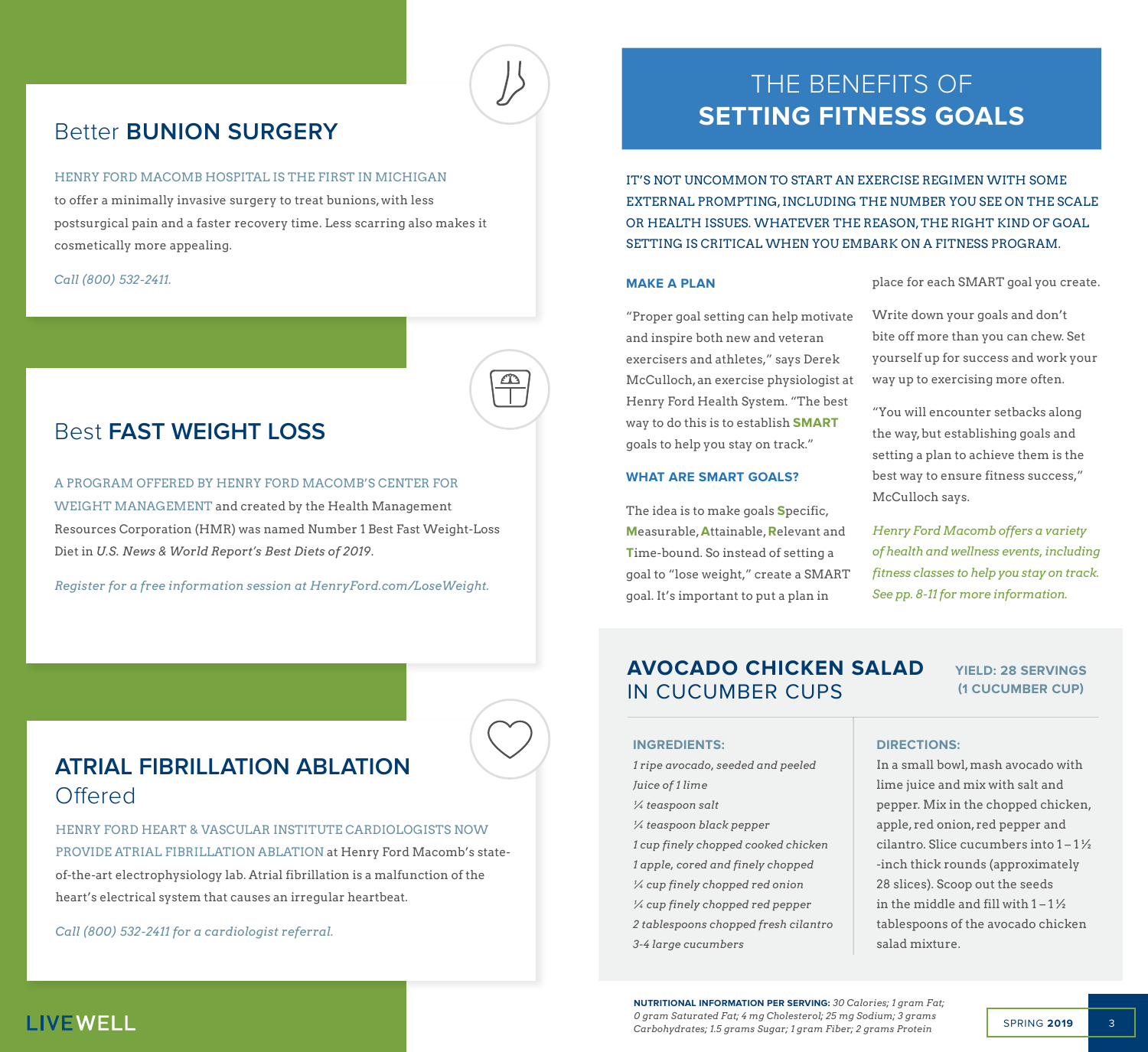## Better **BUNION SURGERY**

HENRY FORD MACOMB HOSPITAL IS THE FIRST IN MICHIGAN to offer a minimally invasive surgery to treat bunions, with less postsurgical pain and a faster recovery time. Less scarring also makes it cosmetically more appealing.

*Call (800) 532-2411.*

## Best **FAST WEIGHT LOSS**

A PROGRAM OFFERED BY HENRY FORD MACOMB'S CENTER FOR WEIGHT MANAGEMENT and created by the Health Management Resources Corporation (HMR) was named Number 1 Best Fast Weight-Loss Diet in *U.S. News & World Report's Best Diets of 2019*.

*Register for a free information session at HenryFord.com/LoseWeight.*

## **ATRIAL FIBRILLATION ABLATION** Offered

HENRY FORD HEART & VASCULAR INSTITUTE CARDIOLOGISTS NOW PROVIDE ATRIAL FIBRILLATION ABLATION at Henry Ford Macomb's state-of-the-art electrophysiology lab. Atrial fibrillation is a malfunction of the heart's electrical system that causes an irregular heartbeat.

*Call (800) 532-2411 for a cardiologist referral.*

# THE BENEFITS OF **SETTING FITNESS GOALS**

IT'S NOT UNCOMMON TO START AN EXERCISE REGIMEN WITH SOME EXTERNAL PROMPTING, INCLUDING THE NUMBER YOU SEE ON THE SCALE OR HEALTH ISSUES. WHATEVER THE REASON, THE RIGHT KIND OF GOAL SETTING IS CRITICAL WHEN YOU EMBARK ON A FITNESS PROGRAM.

### MAKE A PLAN

"Proper goal setting can help motivate and inspire both new and veteran exercisers and athletes," says Derek McCulloch, an exercise physiologist at Henry Ford Health System. "The best way to do this is to establish **SMART** goals to help you stay on track."

### WHAT ARE SMART GOALS?

The idea is to make goals **S**pecific, **M**easurable, **A**ttainable, **R**elevant and **T**ime-bound. So instead of setting a goal to "lose weight," create a SMART goal. It's important to put a plan in place for each SMART goal you create.

Write down your goals and don't bite off more than you can chew. Set yourself up for success and work your way up to exercising more often.

"You will encounter setbacks along the way, but establishing goals and setting a plan to achieve them is the best way to ensure fitness success," McCulloch says.

*Henry Ford Macomb offers a variety of health and wellness events, including fitness classes to help you stay on track. See pp. 8-11 for more information.*

## AVOCADO CHICKEN SALAD IN CUCUMBER CUPS

**YIELD: 28 SERVINGS (1 CUCUMBER CUP)**

**INGREDIENTS:**

*1 ripe avocado, seeded and peeled*
*Juice of 1 lime*
*¼ teaspoon salt*
*¼ teaspoon black pepper*
*1 cup finely chopped cooked chicken*
*1 apple, cored and finely chopped*
*¼ cup finely chopped red onion*
*¼ cup finely chopped red pepper*
*2 tablespoons chopped fresh cilantro*
*3-4 large cucumbers*

**DIRECTIONS:**

In a small bowl, mash avocado with lime juice and mix with salt and pepper. Mix in the chopped chicken, apple, red onion, red pepper and cilantro. Slice cucumbers into 1 – 1½ -inch thick rounds (approximately 28 slices). Scoop out the seeds in the middle and fill with 1 – 1½ tablespoons of the avocado chicken salad mixture.

**NUTRITIONAL INFORMATION PER SERVING:** *30 Calories; 1 gram Fat; 0 gram Saturated Fat; 4 mg Cholesterol; 25 mg Sodium; 3 grams Carbohydrates; 1.5 grams Sugar; 1 gram Fiber; 2 grams Protein*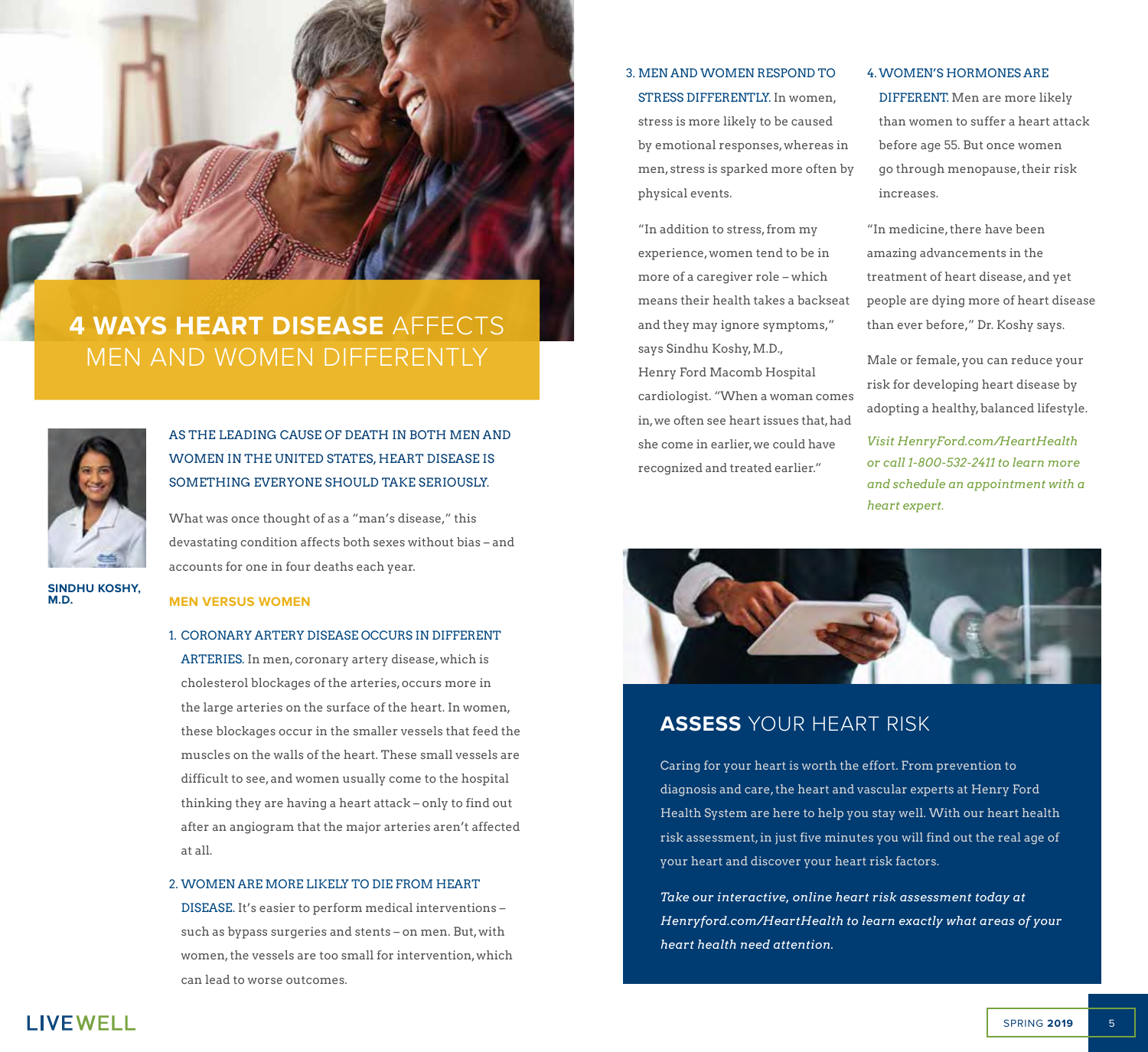# 4 WAYS HEART DISEASE AFFECTS MEN AND WOMEN DIFFERENTLY

**SINDHU KOSHY, M.D.**

AS THE LEADING CAUSE OF DEATH IN BOTH MEN AND WOMEN IN THE UNITED STATES, HEART DISEASE IS SOMETHING EVERYONE SHOULD TAKE SERIOUSLY.

What was once thought of as a "man's disease," this devastating condition affects both sexes without bias – and accounts for one in four deaths each year.

## MEN VERSUS WOMEN

1. CORONARY ARTERY DISEASE OCCURS IN DIFFERENT ARTERIES. In men, coronary artery disease, which is cholesterol blockages of the arteries, occurs more in the large arteries on the surface of the heart. In women, these blockages occur in the smaller vessels that feed the muscles on the walls of the heart. These small vessels are difficult to see, and women usually come to the hospital thinking they are having a heart attack – only to find out after an angiogram that the major arteries aren't affected at all.

2. WOMEN ARE MORE LIKELY TO DIE FROM HEART DISEASE. It's easier to perform medical interventions – such as bypass surgeries and stents – on men. But, with women, the vessels are too small for intervention, which can lead to worse outcomes.

3. MEN AND WOMEN RESPOND TO STRESS DIFFERENTLY. In women, stress is more likely to be caused by emotional responses, whereas in men, stress is sparked more often by physical events.

   "In addition to stress, from my experience, women tend to be in more of a caregiver role – which means their health takes a backseat and they may ignore symptoms," says Sindhu Koshy, M.D., Henry Ford Macomb Hospital cardiologist. "When a woman comes in, we often see heart issues that, had she come in earlier, we could have recognized and treated earlier."

4. WOMEN'S HORMONES ARE DIFFERENT. Men are more likely than women to suffer a heart attack before age 55. But once women go through menopause, their risk increases.

"In medicine, there have been amazing advancements in the treatment of heart disease, and yet people are dying more of heart disease than ever before," Dr. Koshy says.

Male or female, you can reduce your risk for developing heart disease by adopting a healthy, balanced lifestyle.

*Visit HenryFord.com/HeartHealth or call 1-800-532-2411 to learn more and schedule an appointment with a heart expert.*

## ASSESS YOUR HEART RISK

Caring for your heart is worth the effort. From prevention to diagnosis and care, the heart and vascular experts at Henry Ford Health System are here to help you stay well. With our heart health risk assessment, in just five minutes you will find out the real age of your heart and discover your heart risk factors.

*Take our interactive, online heart risk assessment today at Henryford.com/HeartHealth to learn exactly what areas of your heart health need attention.*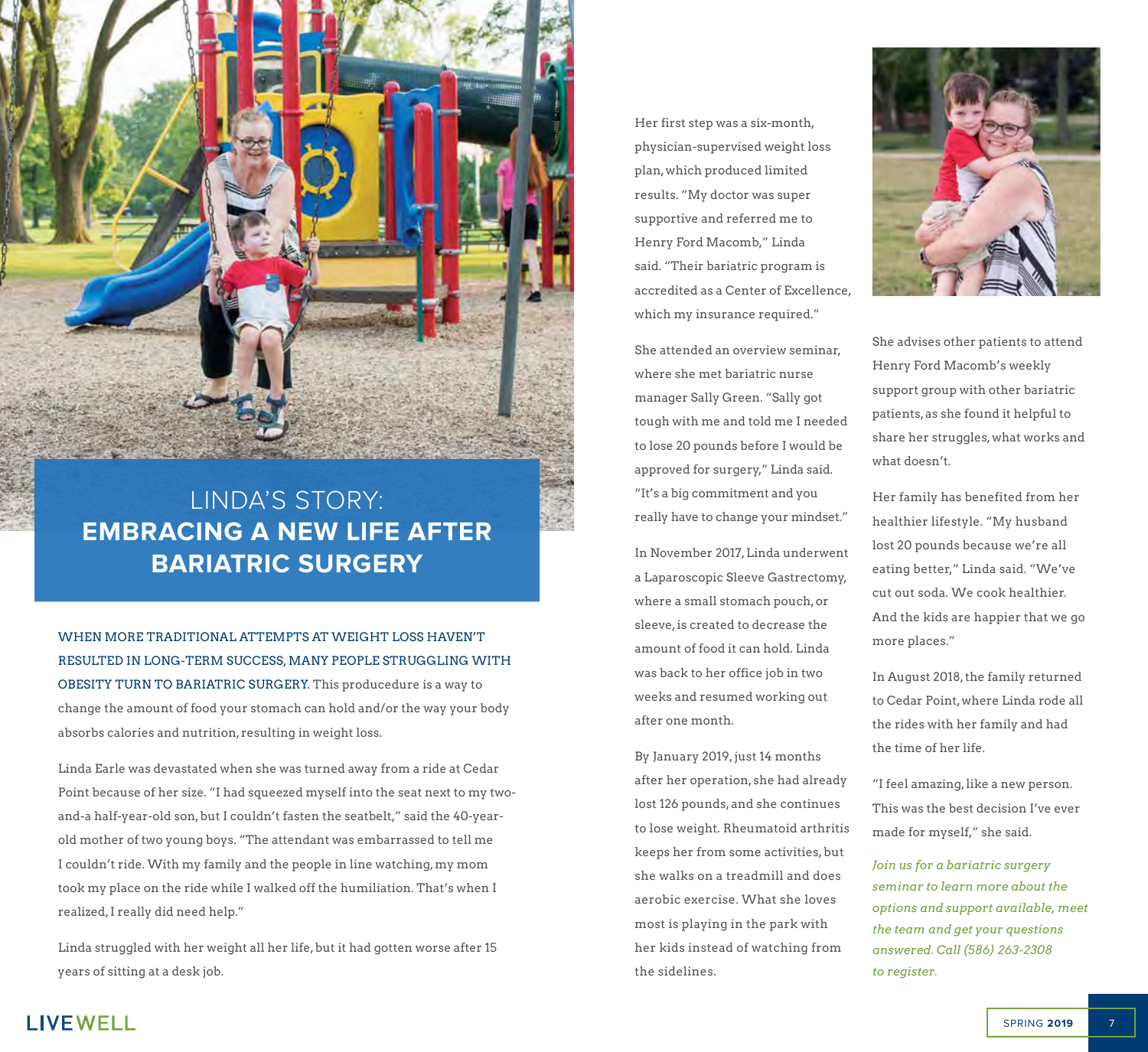# LINDA'S STORY: **EMBRACING A NEW LIFE AFTER BARIATRIC SURGERY**

WHEN MORE TRADITIONAL ATTEMPTS AT WEIGHT LOSS HAVEN'T RESULTED IN LONG-TERM SUCCESS, MANY PEOPLE STRUGGLING WITH OBESITY TURN TO BARIATRIC SURGERY. This producedure is a way to change the amount of food your stomach can hold and/or the way your body absorbs calories and nutrition, resulting in weight loss.

Linda Earle was devastated when she was turned away from a ride at Cedar Point because of her size. "I had squeezed myself into the seat next to my two-and-a half-year-old son, but I couldn't fasten the seatbelt," said the 40-year-old mother of two young boys. "The attendant was embarrassed to tell me I couldn't ride. With my family and the people in line watching, my mom took my place on the ride while I walked off the humiliation. That's when I realized, I really did need help."

Linda struggled with her weight all her life, but it had gotten worse after 15 years of sitting at a desk job.

Her first step was a six-month, physician-supervised weight loss plan, which produced limited results. "My doctor was super supportive and referred me to Henry Ford Macomb," Linda said. "Their bariatric program is accredited as a Center of Excellence, which my insurance required."

She attended an overview seminar, where she met bariatric nurse manager Sally Green. "Sally got tough with me and told me I needed to lose 20 pounds before I would be approved for surgery," Linda said. "It's a big commitment and you really have to change your mindset."

In November 2017, Linda underwent a Laparoscopic Sleeve Gastrectomy, where a small stomach pouch, or sleeve, is created to decrease the amount of food it can hold. Linda was back to her office job in two weeks and resumed working out after one month.

By January 2019, just 14 months after her operation, she had already lost 126 pounds, and she continues to lose weight. Rheumatoid arthritis keeps her from some activities, but she walks on a treadmill and does aerobic exercise. What she loves most is playing in the park with her kids instead of watching from the sidelines.

She advises other patients to attend Henry Ford Macomb's weekly support group with other bariatric patients, as she found it helpful to share her struggles, what works and what doesn't.

Her family has benefited from her healthier lifestyle. "My husband lost 20 pounds because we're all eating better," Linda said. "We've cut out soda. We cook healthier. And the kids are happier that we go more places."

In August 2018, the family returned to Cedar Point, where Linda rode all the rides with her family and had the time of her life.

"I feel amazing, like a new person. This was the best decision I've ever made for myself," she said.

*Join us for a bariatric surgery seminar to learn more about the options and support available, meet the team and get your questions answered. Call (586) 263-2308 to register.*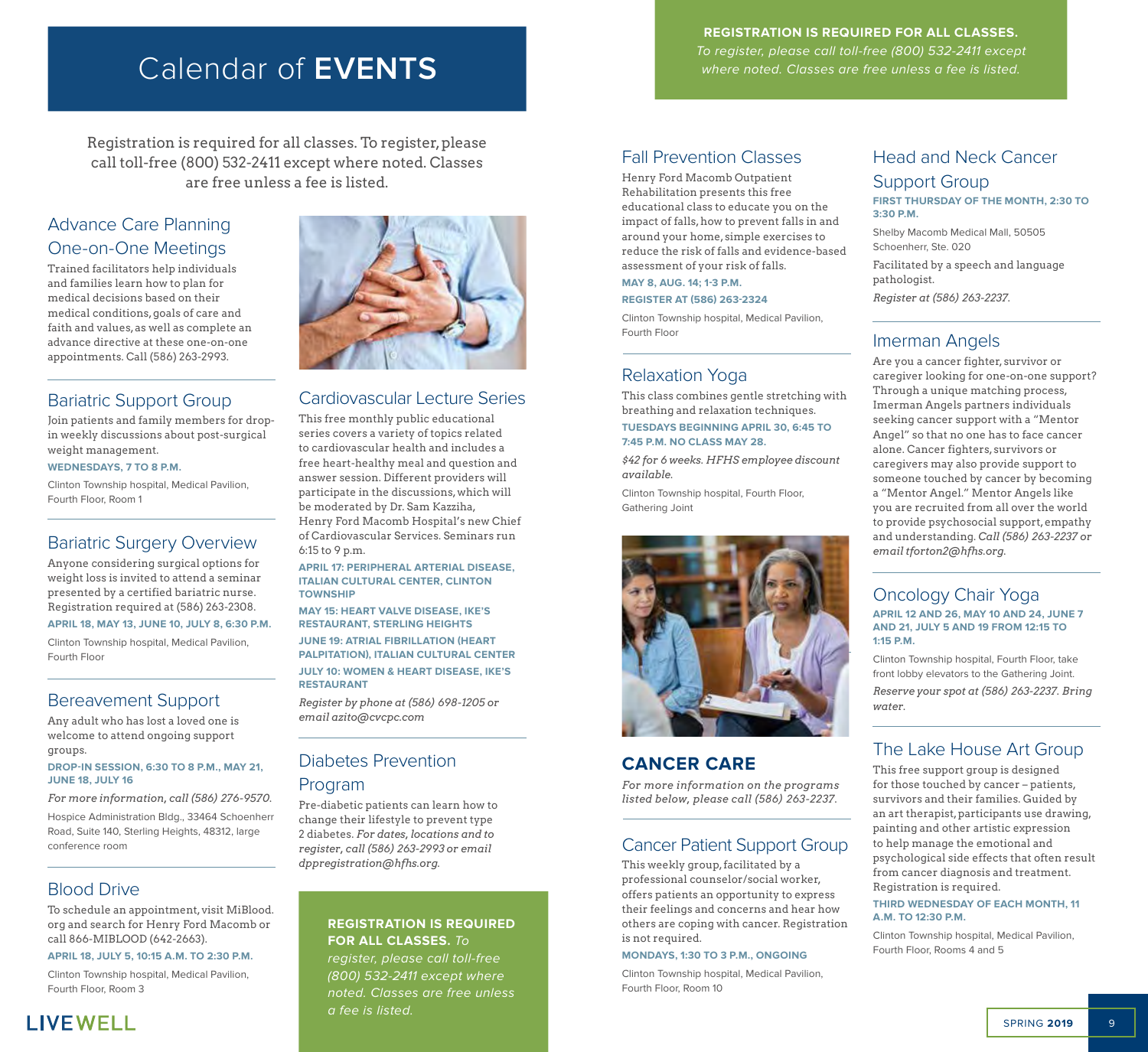# Calendar of **EVENTS**

**REGISTRATION IS REQUIRED FOR ALL CLASSES.** *To register, please call toll-free (800) 532-2411 except where noted. Classes are free unless a fee is listed.*

Registration is required for all classes. To register, please call toll-free (800) 532-2411 except where noted. Classes are free unless a fee is listed.

## Advance Care Planning One-on-One Meetings

Trained facilitators help individuals and families learn how to plan for medical decisions based on their medical conditions, goals of care and faith and values, as well as complete an advance directive at these one-on-one appointments. Call (586) 263-2993.

## Bariatric Support Group

Join patients and family members for drop-in weekly discussions about post-surgical weight management.

**WEDNESDAYS, 7 TO 8 P.M.**

Clinton Township hospital, Medical Pavilion, Fourth Floor, Room 1

## Bariatric Surgery Overview

Anyone considering surgical options for weight loss is invited to attend a seminar presented by a certified bariatric nurse. Registration required at (586) 263-2308.

**APRIL 18, MAY 13, JUNE 10, JULY 8, 6:30 P.M.**

Clinton Township hospital, Medical Pavilion, Fourth Floor

## Bereavement Support

Any adult who has lost a loved one is welcome to attend ongoing support groups.

**DROP-IN SESSION, 6:30 TO 8 P.M., MAY 21, JUNE 18, JULY 16**

*For more information, call (586) 276-9570.*

Hospice Administration Bldg., 33464 Schoenherr Road, Suite 140, Sterling Heights, 48312, large conference room

## Blood Drive

To schedule an appointment, visit MiBlood.org and search for Henry Ford Macomb or call 866-MIBLOOD (642-2663).

**APRIL 18, JULY 5, 10:15 A.M. TO 2:30 P.M.**

Clinton Township hospital, Medical Pavilion, Fourth Floor, Room 3

## Cardiovascular Lecture Series

This free monthly public educational series covers a variety of topics related to cardiovascular health and includes a free heart-healthy meal and question and answer session. Different providers will participate in the discussions, which will be moderated by Dr. Sam Kazziha, Henry Ford Macomb Hospital's new Chief of Cardiovascular Services. Seminars run 6:15 to 9 p.m.

**APRIL 17: PERIPHERAL ARTERIAL DISEASE, ITALIAN CULTURAL CENTER, CLINTON TOWNSHIP**

**MAY 15: HEART VALVE DISEASE, IKE'S RESTAURANT, STERLING HEIGHTS**

**JUNE 19: ATRIAL FIBRILLATION (HEART PALPITATION), ITALIAN CULTURAL CENTER**

**JULY 10: WOMEN & HEART DISEASE, IKE'S RESTAURANT**

*Register by phone at (586) 698-1205 or email azito@cvcpc.com*

## Diabetes Prevention Program

Pre-diabetic patients can learn how to change their lifestyle to prevent type 2 diabetes. *For dates, locations and to register, call (586) 263-2993 or email dppregistration@hfhs.org.*

**REGISTRATION IS REQUIRED FOR ALL CLASSES.** *To register, please call toll-free (800) 532-2411 except where noted. Classes are free unless a fee is listed.*

## Fall Prevention Classes

Henry Ford Macomb Outpatient Rehabilitation presents this free educational class to educate you on the impact of falls, how to prevent falls in and around your home, simple exercises to reduce the risk of falls and evidence-based assessment of your risk of falls.

**MAY 8, AUG. 14; 1-3 P.M.**

**REGISTER AT (586) 263-2324**

Clinton Township hospital, Medical Pavilion, Fourth Floor

## Relaxation Yoga

This class combines gentle stretching with breathing and relaxation techniques.

**TUESDAYS BEGINNING APRIL 30, 6:45 TO 7:45 P.M. NO CLASS MAY 28.**

*$42 for 6 weeks. HFHS employee discount available.*

Clinton Township hospital, Fourth Floor, Gathering Joint

## CANCER CARE

*For more information on the programs listed below, please call (586) 263-2237.*

## Cancer Patient Support Group

This weekly group, facilitated by a professional counselor/social worker, offers patients an opportunity to express their feelings and concerns and hear how others are coping with cancer. Registration is not required.

**MONDAYS, 1:30 TO 3 P.M., ONGOING**

Clinton Township hospital, Medical Pavilion, Fourth Floor, Room 10

## Head and Neck Cancer Support Group

**FIRST THURSDAY OF THE MONTH, 2:30 TO 3:30 P.M.**

Shelby Macomb Medical Mall, 50505 Schoenherr, Ste. 020

Facilitated by a speech and language pathologist.

*Register at (586) 263-2237.*

## Imerman Angels

Are you a cancer fighter, survivor or caregiver looking for one-on-one support? Through a unique matching process, Imerman Angels partners individuals seeking cancer support with a "Mentor Angel" so that no one has to face cancer alone. Cancer fighters, survivors or caregivers may also provide support to someone touched by cancer by becoming a "Mentor Angel." Mentor Angels like you are recruited from all over the world to provide psychosocial support, empathy and understanding. *Call (586) 263-2237 or email tforton2@hfhs.org.*

## Oncology Chair Yoga

**APRIL 12 AND 26, MAY 10 AND 24, JUNE 7 AND 21, JULY 5 AND 19 FROM 12:15 TO 1:15 P.M.**

Clinton Township hospital, Fourth Floor, take front lobby elevators to the Gathering Joint.

*Reserve your spot at (586) 263-2237. Bring water.*

## The Lake House Art Group

This free support group is designed for those touched by cancer – patients, survivors and their families. Guided by an art therapist, participants use drawing, painting and other artistic expression to help manage the emotional and psychological side effects that often result from cancer diagnosis and treatment. Registration is required.

**THIRD WEDNESDAY OF EACH MONTH, 11 A.M. TO 12:30 P.M.**

Clinton Township hospital, Medical Pavilion, Fourth Floor, Rooms 4 and 5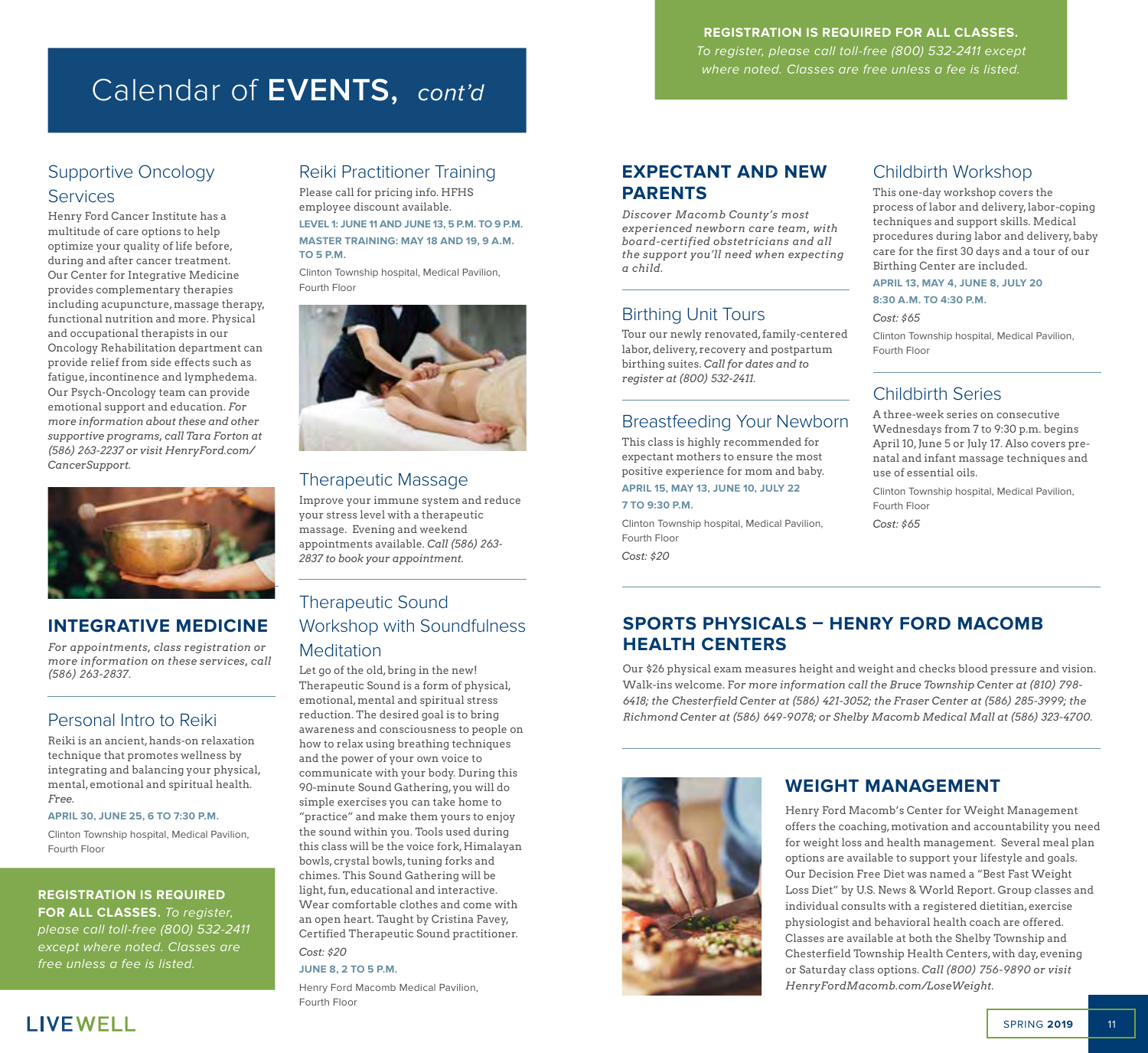# Calendar of EVENTS, *cont'd*

**REGISTRATION IS REQUIRED FOR ALL CLASSES.** *To register, please call toll-free (800) 532-2411 except where noted. Classes are free unless a fee is listed.*

## Supportive Oncology Services

Henry Ford Cancer Institute has a multitude of care options to help optimize your quality of life before, during and after cancer treatment. Our Center for Integrative Medicine provides complementary therapies including acupuncture, massage therapy, functional nutrition and more. Physical and occupational therapists in our Oncology Rehabilitation department can provide relief from side effects such as fatigue, incontinence and lymphedema. Our Psych-Oncology team can provide emotional support and education. *For more information about these and other supportive programs, call Tara Forton at (586) 263-2237 or visit HenryFord.com/CancerSupport.*

## INTEGRATIVE MEDICINE

*For appointments, class registration or more information on these services, call (586) 263-2837.*

### Personal Intro to Reiki

Reiki is an ancient, hands-on relaxation technique that promotes wellness by integrating and balancing your physical, mental, emotional and spiritual health. *Free.*

**APRIL 30, JUNE 25, 6 TO 7:30 P.M.**

Clinton Township hospital, Medical Pavilion, Fourth Floor

**REGISTRATION IS REQUIRED FOR ALL CLASSES.** *To register, please call toll-free (800) 532-2411 except where noted. Classes are free unless a fee is listed.*

### Reiki Practitioner Training

Please call for pricing info. HFHS employee discount available.

**LEVEL 1: JUNE 11 AND JUNE 13, 5 P.M. TO 9 P.M.**

**MASTER TRAINING: MAY 18 AND 19, 9 A.M. TO 5 P.M.**

Clinton Township hospital, Medical Pavilion, Fourth Floor

### Therapeutic Massage

Improve your immune system and reduce your stress level with a therapeutic massage. Evening and weekend appointments available. *Call (586) 263-2837 to book your appointment.*

### Therapeutic Sound Workshop with Soundfulness Meditation

Let go of the old, bring in the new! Therapeutic Sound is a form of physical, emotional, mental and spiritual stress reduction. The desired goal is to bring awareness and consciousness to people on how to relax using breathing techniques and the power of your own voice to communicate with your body. During this 90-minute Sound Gathering, you will do simple exercises you can take home to "practice" and make them yours to enjoy the sound within you. Tools used during this class will be the voice fork, Himalayan bowls, crystal bowls, tuning forks and chimes. This Sound Gathering will be light, fun, educational and interactive. Wear comfortable clothes and come with an open heart. Taught by Cristina Pavey, Certified Therapeutic Sound practitioner.

*Cost: $20*

**JUNE 8, 2 TO 5 P.M.**

Henry Ford Macomb Medical Pavilion, Fourth Floor

## EXPECTANT AND NEW PARENTS

*Discover Macomb County's most experienced newborn care team, with board-certified obstetricians and all the support you'll need when expecting a child.*

### Birthing Unit Tours

Tour our newly renovated, family-centered labor, delivery, recovery and postpartum birthing suites. *Call for dates and to register at (800) 532-2411.*

### Breastfeeding Your Newborn

This class is highly recommended for expectant mothers to ensure the most positive experience for mom and baby.

**APRIL 15, MAY 13, JUNE 10, JULY 22**

**7 TO 9:30 P.M.**

Clinton Township hospital, Medical Pavilion, Fourth Floor

*Cost: $20*

### Childbirth Workshop

This one-day workshop covers the process of labor and delivery, labor-coping techniques and support skills. Medical procedures during labor and delivery, baby care for the first 30 days and a tour of our Birthing Center are included.

**APRIL 13, MAY 4, JUNE 8, JULY 20**

**8:30 A.M. TO 4:30 P.M.**

*Cost: $65*

Clinton Township hospital, Medical Pavilion, Fourth Floor

### Childbirth Series

A three-week series on consecutive Wednesdays from 7 to 9:30 p.m. begins April 10, June 5 or July 17. Also covers pre-natal and infant massage techniques and use of essential oils.

Clinton Township hospital, Medical Pavilion, Fourth Floor

*Cost: $65*

## SPORTS PHYSICALS – HENRY FORD MACOMB HEALTH CENTERS

Our $26 physical exam measures height and weight and checks blood pressure and vision. Walk-ins welcome. For *more information call the Bruce Township Center at (810) 798-6418; the Chesterfield Center at (586) 421-3052; the Fraser Center at (586) 285-3999; the Richmond Center at (586) 649-9078; or Shelby Macomb Medical Mall at (586) 323-4700.*

## WEIGHT MANAGEMENT

Henry Ford Macomb's Center for Weight Management offers the coaching, motivation and accountability you need for weight loss and health management. Several meal plan options are available to support your lifestyle and goals. Our Decision Free Diet was named a "Best Fast Weight Loss Diet" by U.S. News & World Report. Group classes and individual consults with a registered dietitian, exercise physiologist and behavioral health coach are offered. Classes are available at both the Shelby Township and Chesterfield Township Health Centers, with day, evening or Saturday class options. *Call (800) 756-9890 or visit HenryFordMacomb.com/LoseWeight.*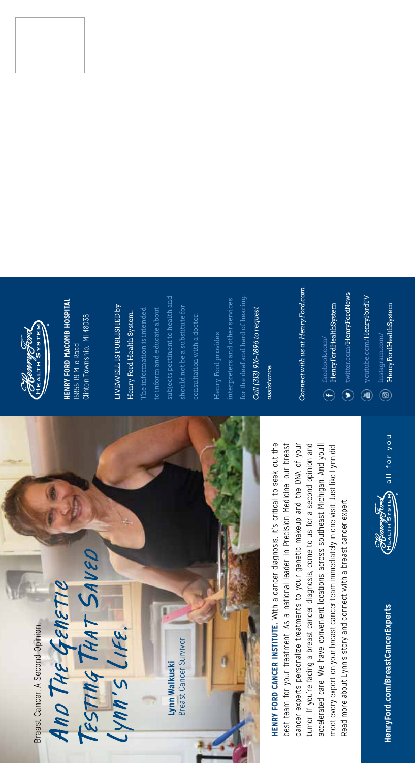Breast Cancer. A Second Opinion.

# And The Genetic Testing That Saved Lynn's Life.

**Lynn Walkuski**
Breast Cancer Survivor

**HENRY FORD CANCER INSTITUTE.** With a cancer diagnosis, it's critical to seek out the best team for your treatment. As a national leader in Precision Medicine, our breast cancer experts personalize treatments to your genetic makeup and the DNA of your tumor. If you're facing a breast cancer diagnosis, come to us for a second opinion and accelerated care. We have convenient locations across southeast Michigan. And you'll meet every expert on your breast cancer team immediately in one visit. Just like Lynn did. Read more about Lynn's story and connect with a breast cancer expert.

**HenryFord.com/BreastCancerExperts**

Henry Ford Health System — all for you

Henry Ford Health System

**HENRY FORD MACOMB HOSPITAL**
15855 19 Mile Road
Clinton Township, MI 48038

LIVEWELL IS PUBLISHED by Henry Ford Health System. The information is intended to inform and educate about subjects pertinent to health and should not be a substitute for consultation with a doctor.

Henry Ford provides interpreters and other services for the deaf and hard of hearing. *Call (313) 916-1896 to request assistance.*

*Connect with us at HenryFord.com.*

- facebook.com/HenryFordHealthSystem
- twitter.com/HenryFordNews
- youtube.com/HenryFordTV
- instagram.com/HenryFordHealthSystem